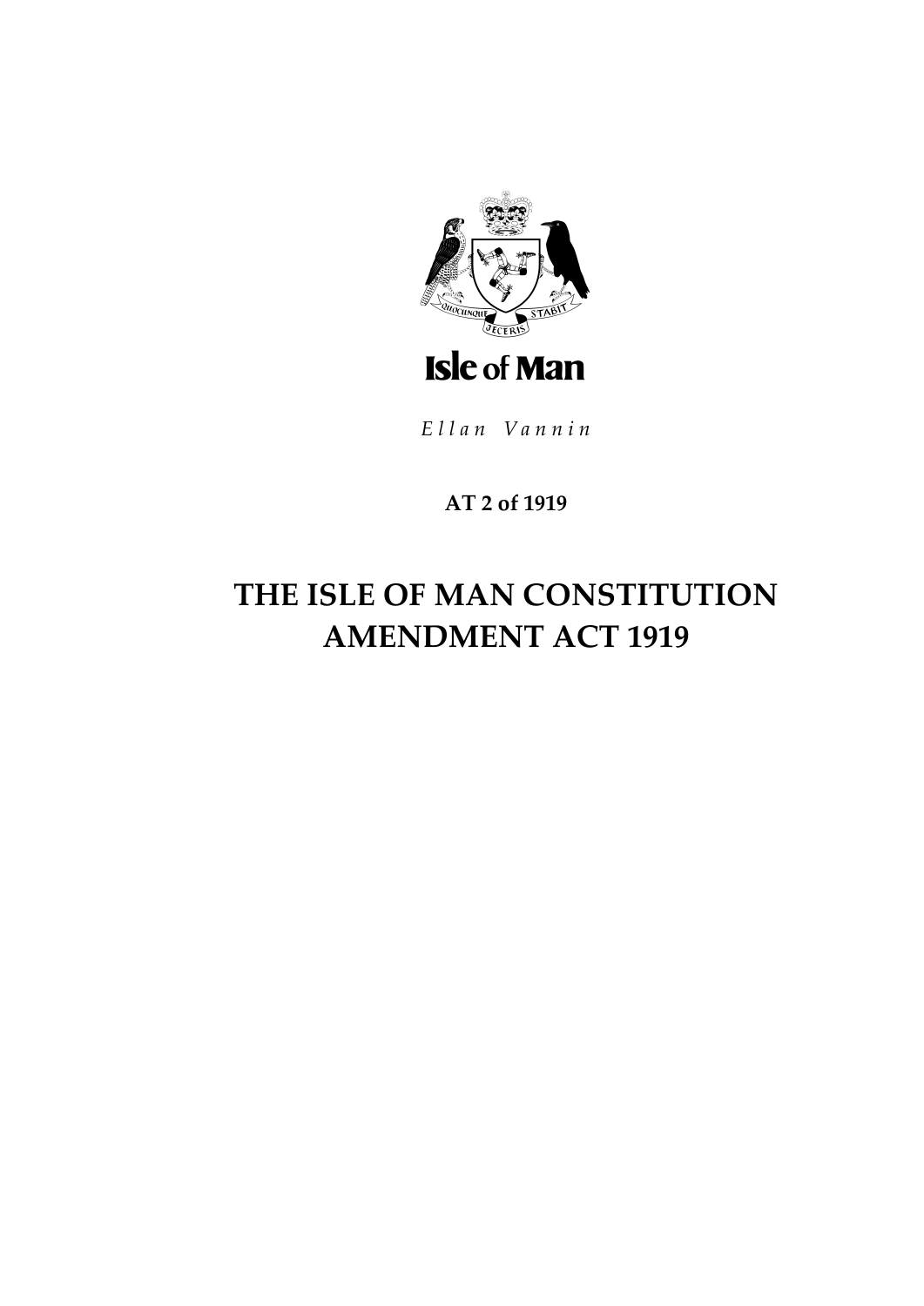Isle of Man

*Ellan Vannin*

**AT 2 of 1919**

# THE ISLE OF MAN CONSTITUTION AMENDMENT ACT 1919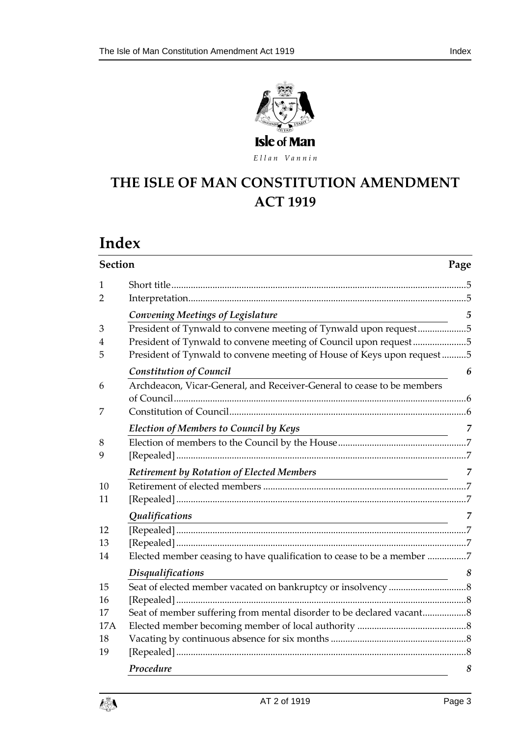Isle of Man

Ellan Vannin

# THE ISLE OF MAN CONSTITUTION AMENDMENT ACT 1919

## Index

| Section | | Page |
|---|---|---|
| 1 | Short title | 5 |
| 2 | Interpretation | 5 |
| | *Convening Meetings of Legislature* | *5* |
| 3 | President of Tynwald to convene meeting of Tynwald upon request | 5 |
| 4 | President of Tynwald to convene meeting of Council upon request | 5 |
| 5 | President of Tynwald to convene meeting of House of Keys upon request | 5 |
| | *Constitution of Council* | *6* |
| 6 | Archdeacon, Vicar-General, and Receiver-General to cease to be members of Council | 6 |
| 7 | Constitution of Council | 6 |
| | *Election of Members to Council by Keys* | *7* |
| 8 | Election of members to the Council by the House | 7 |
| 9 | [Repealed] | 7 |
| | *Retirement by Rotation of Elected Members* | *7* |
| 10 | Retirement of elected members | 7 |
| 11 | [Repealed] | 7 |
| | *Qualifications* | *7* |
| 12 | [Repealed] | 7 |
| 13 | [Repealed] | 7 |
| 14 | Elected member ceasing to have qualification to cease to be a member | 7 |
| | *Disqualifications* | *8* |
| 15 | Seat of elected member vacated on bankruptcy or insolvency | 8 |
| 16 | [Repealed] | 8 |
| 17 | Seat of member suffering from mental disorder to be declared vacant | 8 |
| 17A | Elected member becoming member of local authority | 8 |
| 18 | Vacating by continuous absence for six months | 8 |
| 19 | [Repealed] | 8 |
| | *Procedure* | *8* |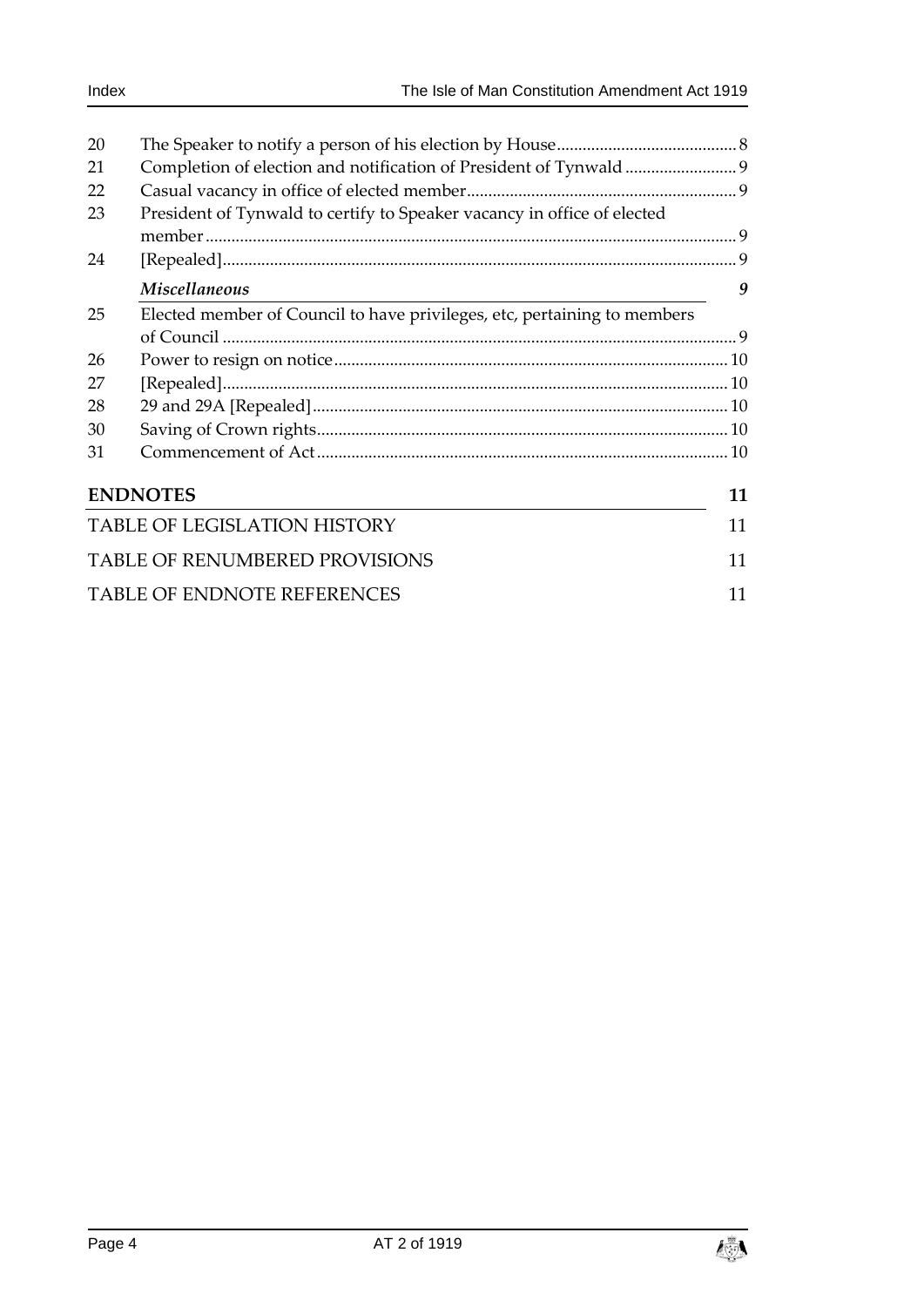| | | |
|---|---|---|
| 20 | The Speaker to notify a person of his election by House | 8 |
| 21 | Completion of election and notification of President of Tynwald | 9 |
| 22 | Casual vacancy in office of elected member | 9 |
| 23 | President of Tynwald to certify to Speaker vacancy in office of elected member | 9 |
| 24 | [Repealed] | 9 |
| | ***Miscellaneous*** | ***9*** |
| 25 | Elected member of Council to have privileges, etc, pertaining to members of Council | 9 |
| 26 | Power to resign on notice | 10 |
| 27 | [Repealed] | 10 |
| 28 | 29 and 29A [Repealed] | 10 |
| 30 | Saving of Crown rights | 10 |
| 31 | Commencement of Act | 10 |

**ENDNOTES** 11

TABLE OF LEGISLATION HISTORY 11

TABLE OF RENUMBERED PROVISIONS 11

TABLE OF ENDNOTE REFERENCES 11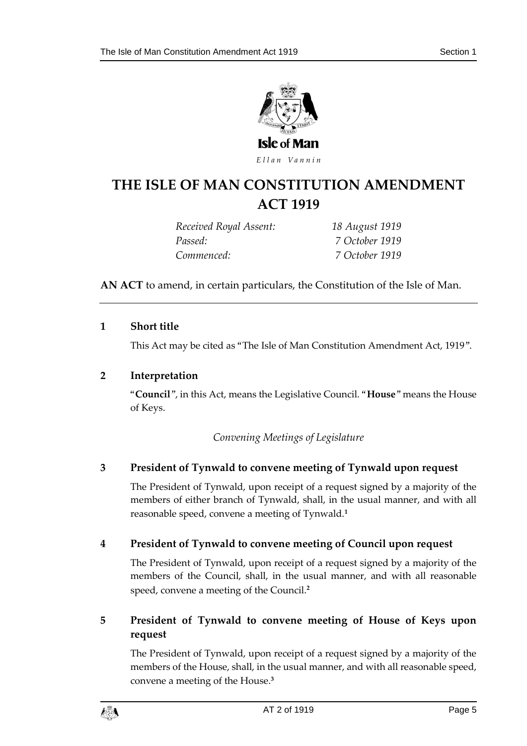Isle of Man

*Ellan Vannin*

# THE ISLE OF MAN CONSTITUTION AMENDMENT ACT 1919

| | |
|---|---|
| *Received Royal Assent:* | *18 August 1919* |
| *Passed:* | *7 October 1919* |
| *Commenced:* | *7 October 1919* |

**AN ACT** to amend, in certain particulars, the Constitution of the Isle of Man.

## 1 Short title

This Act may be cited as "The Isle of Man Constitution Amendment Act, 1919".

## 2 Interpretation

"**Council**", in this Act, means the Legislative Council. "**House**" means the House of Keys.

*Convening Meetings of Legislature*

## 3 President of Tynwald to convene meeting of Tynwald upon request

The President of Tynwald, upon receipt of a request signed by a majority of the members of either branch of Tynwald, shall, in the usual manner, and with all reasonable speed, convene a meeting of Tynwald.[1]

## 4 President of Tynwald to convene meeting of Council upon request

The President of Tynwald, upon receipt of a request signed by a majority of the members of the Council, shall, in the usual manner, and with all reasonable speed, convene a meeting of the Council.[2]

## 5 President of Tynwald to convene meeting of House of Keys upon request

The President of Tynwald, upon receipt of a request signed by a majority of the members of the House, shall, in the usual manner, and with all reasonable speed, convene a meeting of the House.[3]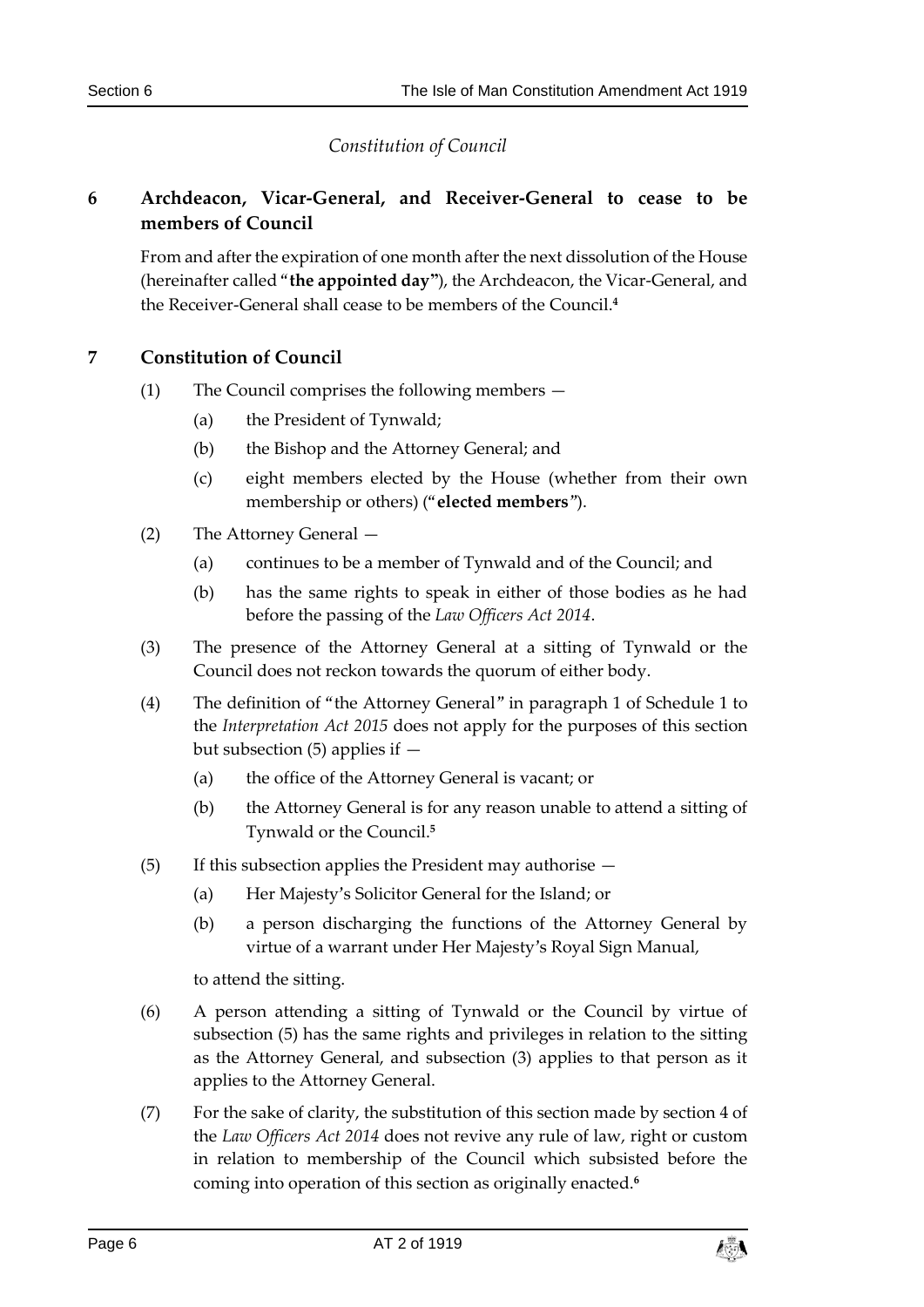*Constitution of Council*

### 6 Archdeacon, Vicar-General, and Receiver-General to cease to be members of Council

From and after the expiration of one month after the next dissolution of the House (hereinafter called "**the appointed day"**), the Archdeacon, the Vicar-General, and the Receiver-General shall cease to be members of the Council.[4]

### 7 Constitution of Council

(1) The Council comprises the following members —

(a) the President of Tynwald;

(b) the Bishop and the Attorney General; and

(c) eight members elected by the House (whether from their own membership or others) ("**elected members**").

(2) The Attorney General —

(a) continues to be a member of Tynwald and of the Council; and

(b) has the same rights to speak in either of those bodies as he had before the passing of the *Law Officers Act 2014*.

(3) The presence of the Attorney General at a sitting of Tynwald or the Council does not reckon towards the quorum of either body.

(4) The definition of "the Attorney General" in paragraph 1 of Schedule 1 to the *Interpretation Act 2015* does not apply for the purposes of this section but subsection (5) applies if —

(a) the office of the Attorney General is vacant; or

(b) the Attorney General is for any reason unable to attend a sitting of Tynwald or the Council.[5]

(5) If this subsection applies the President may authorise —

(a) Her Majesty's Solicitor General for the Island; or

(b) a person discharging the functions of the Attorney General by virtue of a warrant under Her Majesty's Royal Sign Manual,

to attend the sitting.

(6) A person attending a sitting of Tynwald or the Council by virtue of subsection (5) has the same rights and privileges in relation to the sitting as the Attorney General, and subsection (3) applies to that person as it applies to the Attorney General.

(7) For the sake of clarity, the substitution of this section made by section 4 of the *Law Officers Act 2014* does not revive any rule of law, right or custom in relation to membership of the Council which subsisted before the coming into operation of this section as originally enacted.[6]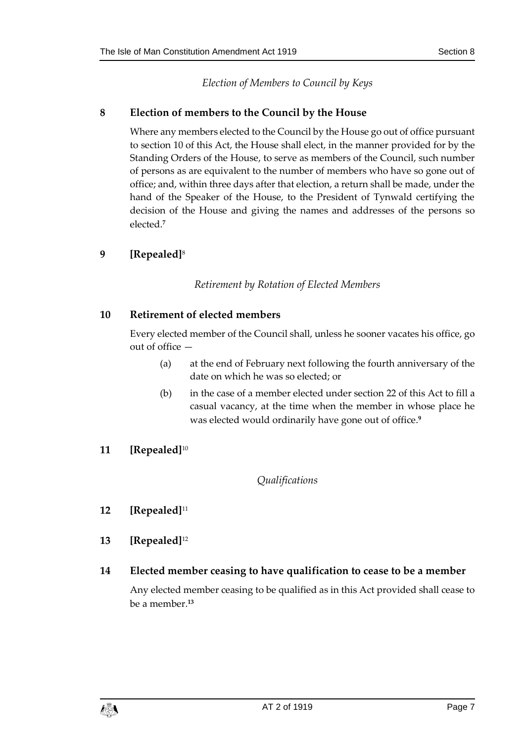*Election of Members to Council by Keys*

## 8 Election of members to the Council by the House

Where any members elected to the Council by the House go out of office pursuant to section 10 of this Act, the House shall elect, in the manner provided for by the Standing Orders of the House, to serve as members of the Council, such number of persons as are equivalent to the number of members who have so gone out of office; and, within three days after that election, a return shall be made, under the hand of the Speaker of the House, to the President of Tynwald certifying the decision of the House and giving the names and addresses of the persons so elected.[7]

## 9 [Repealed][8]

*Retirement by Rotation of Elected Members*

## 10 Retirement of elected members

Every elected member of the Council shall, unless he sooner vacates his office, go out of office —

(a) at the end of February next following the fourth anniversary of the date on which he was so elected; or

(b) in the case of a member elected under section 22 of this Act to fill a casual vacancy, at the time when the member in whose place he was elected would ordinarily have gone out of office.[9]

## 11 [Repealed][10]

*Qualifications*

## 12 [Repealed][11]

## 13 [Repealed][12]

## 14 Elected member ceasing to have qualification to cease to be a member

Any elected member ceasing to be qualified as in this Act provided shall cease to be a member.[13]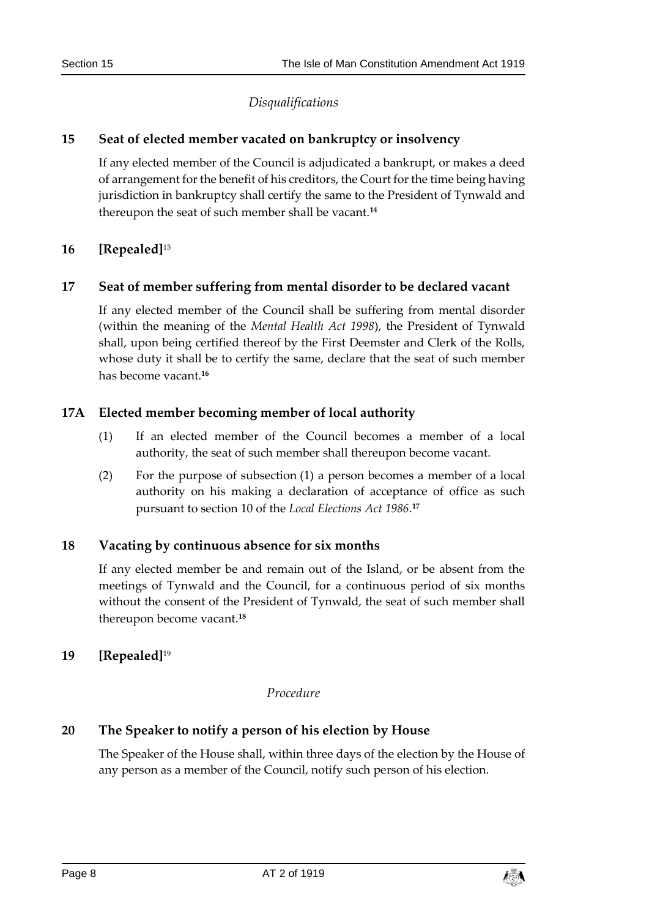*Disqualifications*

### 15 Seat of elected member vacated on bankruptcy or insolvency

If any elected member of the Council is adjudicated a bankrupt, or makes a deed of arrangement for the benefit of his creditors, the Court for the time being having jurisdiction in bankruptcy shall certify the same to the President of Tynwald and thereupon the seat of such member shall be vacant.[14]

### 16 [Repealed][15]

### 17 Seat of member suffering from mental disorder to be declared vacant

If any elected member of the Council shall be suffering from mental disorder (within the meaning of the *Mental Health Act 1998*), the President of Tynwald shall, upon being certified thereof by the First Deemster and Clerk of the Rolls, whose duty it shall be to certify the same, declare that the seat of such member has become vacant.[16]

### 17A Elected member becoming member of local authority

(1) If an elected member of the Council becomes a member of a local authority, the seat of such member shall thereupon become vacant.

(2) For the purpose of subsection (1) a person becomes a member of a local authority on his making a declaration of acceptance of office as such pursuant to section 10 of the *Local Elections Act 1986*.[17]

### 18 Vacating by continuous absence for six months

If any elected member be and remain out of the Island, or be absent from the meetings of Tynwald and the Council, for a continuous period of six months without the consent of the President of Tynwald, the seat of such member shall thereupon become vacant.[18]

### 19 [Repealed][19]

*Procedure*

### 20 The Speaker to notify a person of his election by House

The Speaker of the House shall, within three days of the election by the House of any person as a member of the Council, notify such person of his election.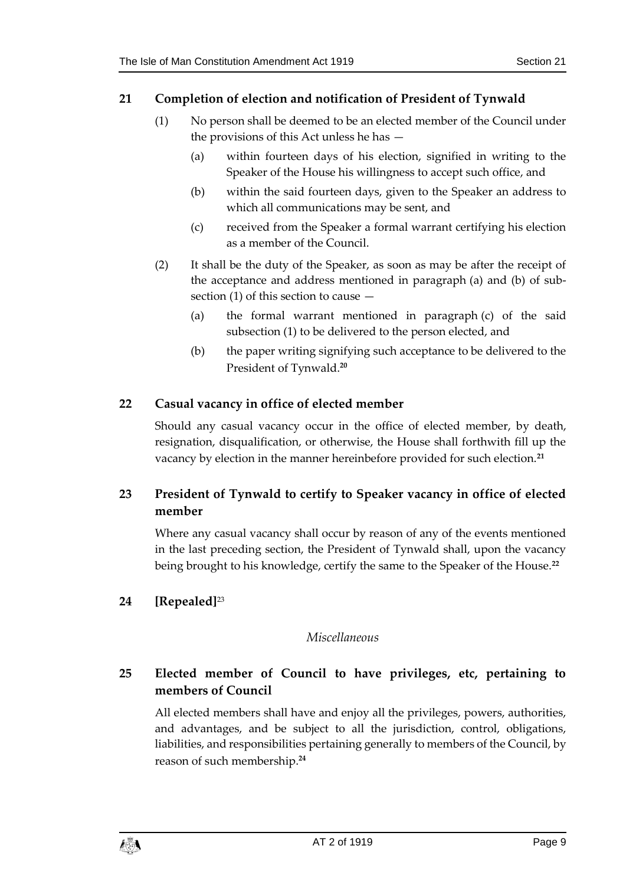## 21 Completion of election and notification of President of Tynwald

(1) No person shall be deemed to be an elected member of the Council under the provisions of this Act unless he has —

(a) within fourteen days of his election, signified in writing to the Speaker of the House his willingness to accept such office, and

(b) within the said fourteen days, given to the Speaker an address to which all communications may be sent, and

(c) received from the Speaker a formal warrant certifying his election as a member of the Council.

(2) It shall be the duty of the Speaker, as soon as may be after the receipt of the acceptance and address mentioned in paragraph (a) and (b) of sub-section (1) of this section to cause —

(a) the formal warrant mentioned in paragraph (c) of the said subsection (1) to be delivered to the person elected, and

(b) the paper writing signifying such acceptance to be delivered to the President of Tynwald.[20]

## 22 Casual vacancy in office of elected member

Should any casual vacancy occur in the office of elected member, by death, resignation, disqualification, or otherwise, the House shall forthwith fill up the vacancy by election in the manner hereinbefore provided for such election.[21]

## 23 President of Tynwald to certify to Speaker vacancy in office of elected member

Where any casual vacancy shall occur by reason of any of the events mentioned in the last preceding section, the President of Tynwald shall, upon the vacancy being brought to his knowledge, certify the same to the Speaker of the House.[22]

## 24 [Repealed][23]

*Miscellaneous*

## 25 Elected member of Council to have privileges, etc, pertaining to members of Council

All elected members shall have and enjoy all the privileges, powers, authorities, and advantages, and be subject to all the jurisdiction, control, obligations, liabilities, and responsibilities pertaining generally to members of the Council, by reason of such membership.[24]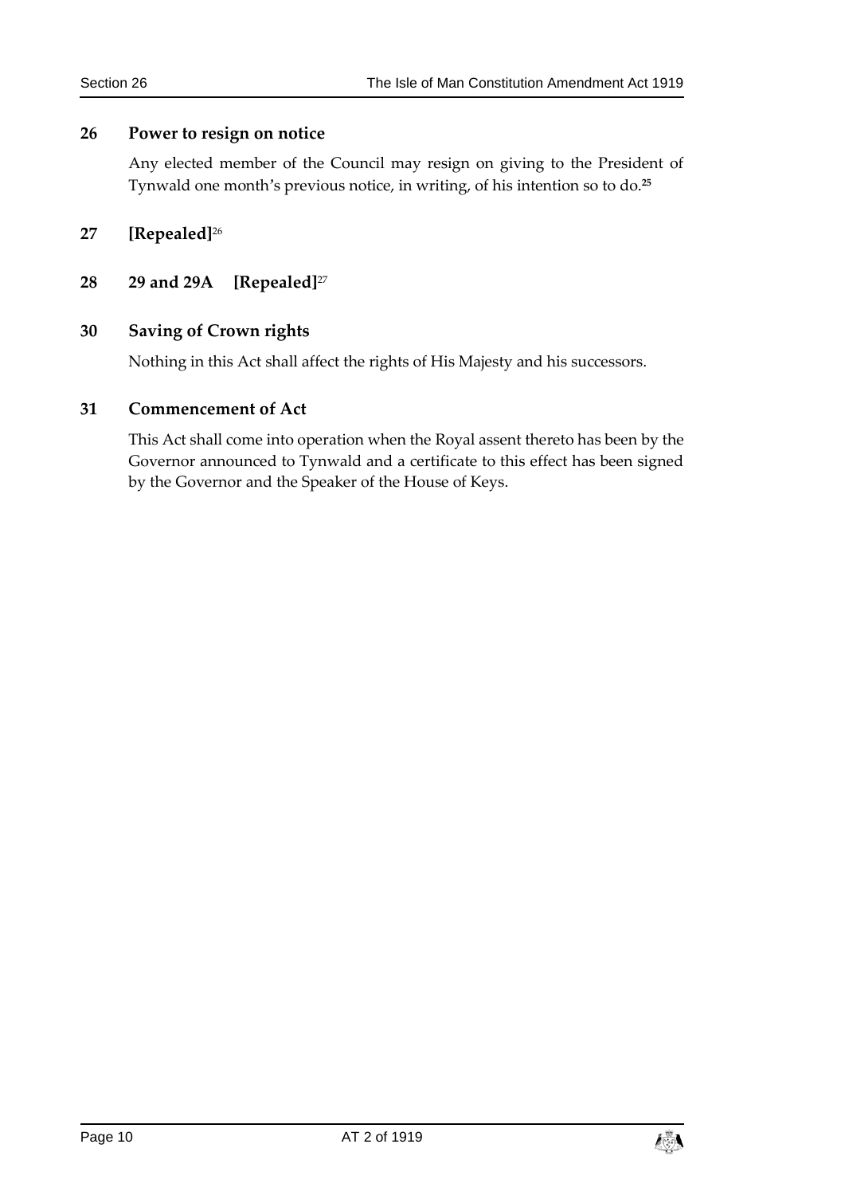## 26 Power to resign on notice

Any elected member of the Council may resign on giving to the President of Tynwald one month's previous notice, in writing, of his intention so to do.[25]

## 27 [Repealed][26]

## 28 29 and 29A [Repealed][27]

## 30 Saving of Crown rights

Nothing in this Act shall affect the rights of His Majesty and his successors.

## 31 Commencement of Act

This Act shall come into operation when the Royal assent thereto has been by the Governor announced to Tynwald and a certificate to this effect has been signed by the Governor and the Speaker of the House of Keys.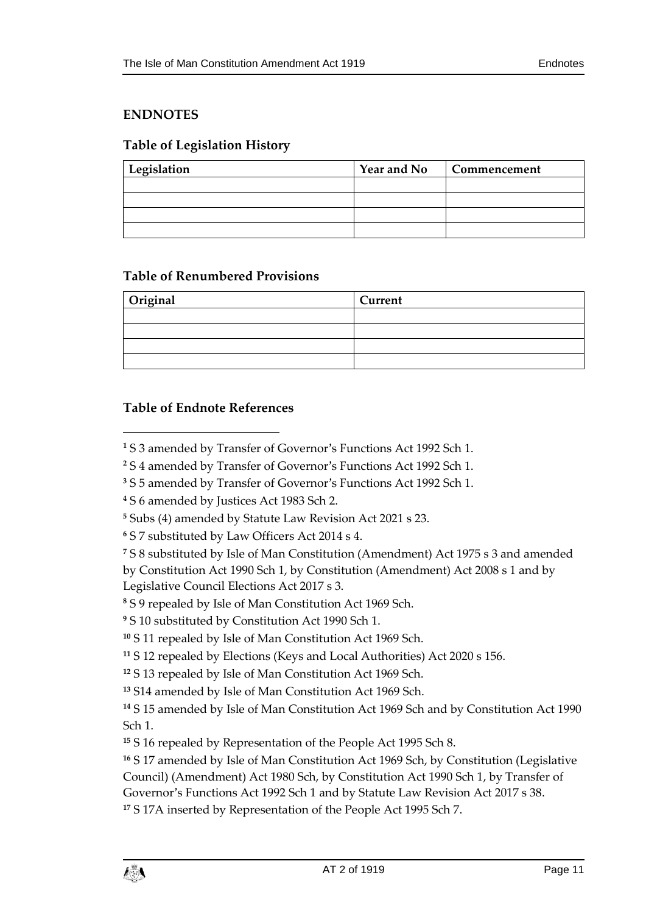## ENDNOTES

### Table of Legislation History

| Legislation | Year and No | Commencement |
|---|---|---|
| | | |
| | | |
| | | |
| | | |

### Table of Renumbered Provisions

| Original | Current |
|---|---|
| | |
| | |
| | |
| | |

### Table of Endnote References

[1] S 3 amended by Transfer of Governor's Functions Act 1992 Sch 1.

[2] S 4 amended by Transfer of Governor's Functions Act 1992 Sch 1.

[3] S 5 amended by Transfer of Governor's Functions Act 1992 Sch 1.

[4] S 6 amended by Justices Act 1983 Sch 2.

[5] Subs (4) amended by Statute Law Revision Act 2021 s 23.

[6] S 7 substituted by Law Officers Act 2014 s 4.

[7] S 8 substituted by Isle of Man Constitution (Amendment) Act 1975 s 3 and amended by Constitution Act 1990 Sch 1, by Constitution (Amendment) Act 2008 s 1 and by Legislative Council Elections Act 2017 s 3.

[8] S 9 repealed by Isle of Man Constitution Act 1969 Sch.

[9] S 10 substituted by Constitution Act 1990 Sch 1.

[10] S 11 repealed by Isle of Man Constitution Act 1969 Sch.

[11] S 12 repealed by Elections (Keys and Local Authorities) Act 2020 s 156.

[12] S 13 repealed by Isle of Man Constitution Act 1969 Sch.

[13] S14 amended by Isle of Man Constitution Act 1969 Sch.

[14] S 15 amended by Isle of Man Constitution Act 1969 Sch and by Constitution Act 1990 Sch 1.

[15] S 16 repealed by Representation of the People Act 1995 Sch 8.

[16] S 17 amended by Isle of Man Constitution Act 1969 Sch, by Constitution (Legislative Council) (Amendment) Act 1980 Sch, by Constitution Act 1990 Sch 1, by Transfer of Governor's Functions Act 1992 Sch 1 and by Statute Law Revision Act 2017 s 38.

[17] S 17A inserted by Representation of the People Act 1995 Sch 7.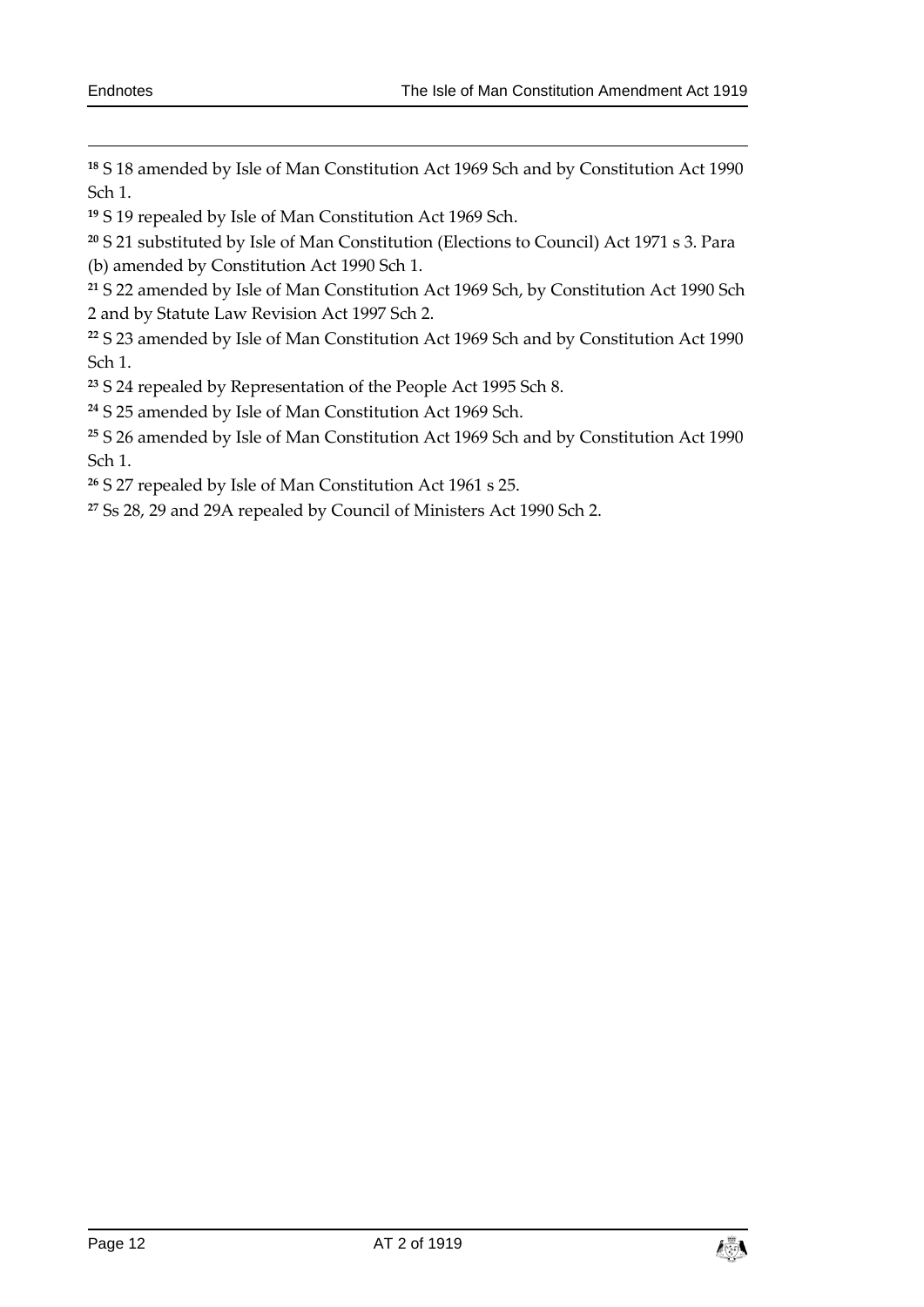[18] S 18 amended by Isle of Man Constitution Act 1969 Sch and by Constitution Act 1990 Sch 1.

[19] S 19 repealed by Isle of Man Constitution Act 1969 Sch.

[20] S 21 substituted by Isle of Man Constitution (Elections to Council) Act 1971 s 3. Para (b) amended by Constitution Act 1990 Sch 1.

[21] S 22 amended by Isle of Man Constitution Act 1969 Sch, by Constitution Act 1990 Sch 2 and by Statute Law Revision Act 1997 Sch 2.

[22] S 23 amended by Isle of Man Constitution Act 1969 Sch and by Constitution Act 1990 Sch 1.

[23] S 24 repealed by Representation of the People Act 1995 Sch 8.

[24] S 25 amended by Isle of Man Constitution Act 1969 Sch.

[25] S 26 amended by Isle of Man Constitution Act 1969 Sch and by Constitution Act 1990 Sch 1.

[26] S 27 repealed by Isle of Man Constitution Act 1961 s 25.

[27] Ss 28, 29 and 29A repealed by Council of Ministers Act 1990 Sch 2.